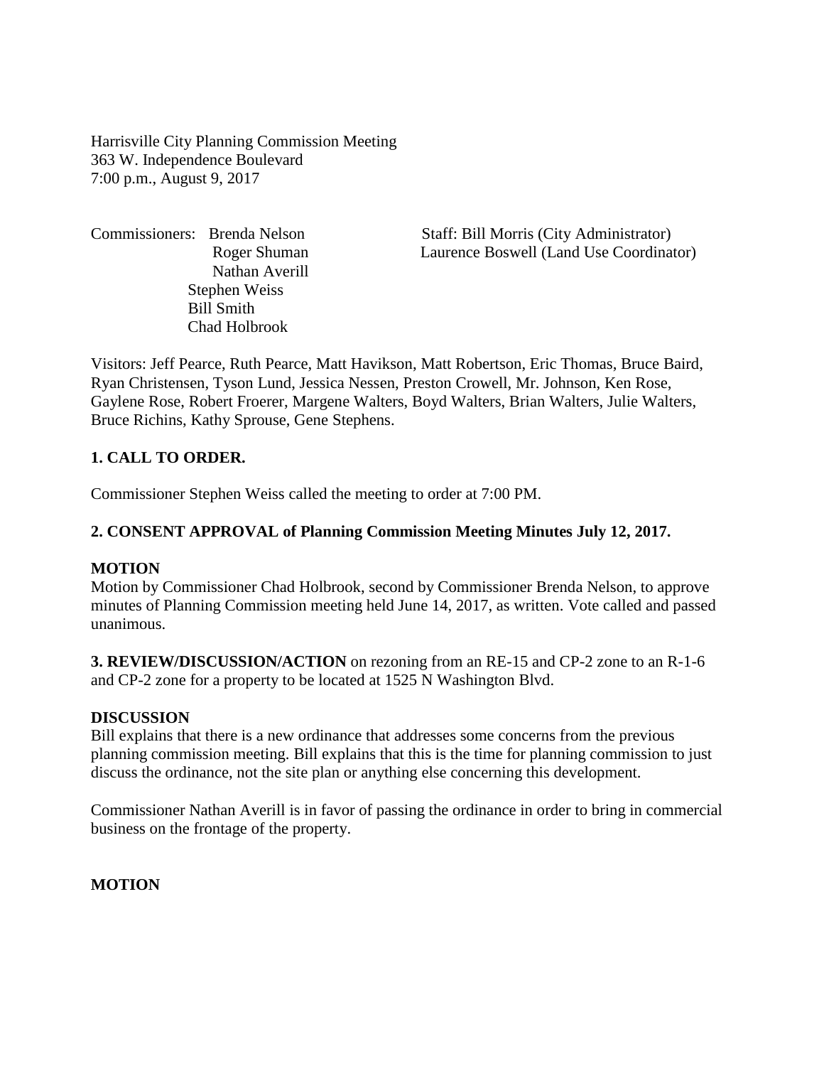Harrisville City Planning Commission Meeting
363 W. Independence Boulevard
7:00 p.m., August 9, 2017

Commissioners: Brenda Nelson
Roger Shuman
Nathan Averill
Stephen Weiss
Bill Smith
Chad Holbrook

Staff: Bill Morris (City Administrator)
Laurence Boswell (Land Use Coordinator)

Visitors: Jeff Pearce, Ruth Pearce, Matt Havikson, Matt Robertson, Eric Thomas, Bruce Baird, Ryan Christensen, Tyson Lund, Jessica Nessen, Preston Crowell, Mr. Johnson, Ken Rose, Gaylene Rose, Robert Froerer, Margene Walters, Boyd Walters, Brian Walters, Julie Walters, Bruce Richins, Kathy Sprouse, Gene Stephens.

**1. CALL TO ORDER.**

Commissioner Stephen Weiss called the meeting to order at 7:00 PM.

**2. CONSENT APPROVAL of Planning Commission Meeting Minutes July 12, 2017.**

**MOTION**
Motion by Commissioner Chad Holbrook, second by Commissioner Brenda Nelson, to approve minutes of Planning Commission meeting held June 14, 2017, as written. Vote called and passed unanimous.

**3. REVIEW/DISCUSSION/ACTION** on rezoning from an RE-15 and CP-2 zone to an R-1-6 and CP-2 zone for a property to be located at 1525 N Washington Blvd.

**DISCUSSION**
Bill explains that there is a new ordinance that addresses some concerns from the previous planning commission meeting. Bill explains that this is the time for planning commission to just discuss the ordinance, not the site plan or anything else concerning this development.

Commissioner Nathan Averill is in favor of passing the ordinance in order to bring in commercial business on the frontage of the property.

**MOTION**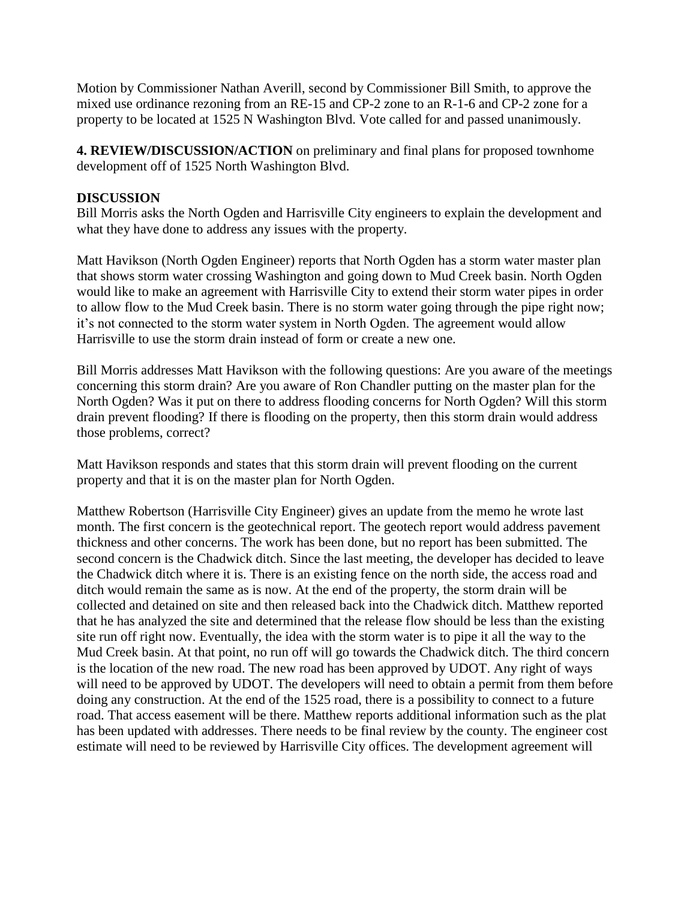Motion by Commissioner Nathan Averill, second by Commissioner Bill Smith, to approve the mixed use ordinance rezoning from an RE-15 and CP-2 zone to an R-1-6 and CP-2 zone for a property to be located at 1525 N Washington Blvd. Vote called for and passed unanimously.

**4. REVIEW/DISCUSSION/ACTION** on preliminary and final plans for proposed townhome development off of 1525 North Washington Blvd.

**DISCUSSION**

Bill Morris asks the North Ogden and Harrisville City engineers to explain the development and what they have done to address any issues with the property.

Matt Havikson (North Ogden Engineer) reports that North Ogden has a storm water master plan that shows storm water crossing Washington and going down to Mud Creek basin. North Ogden would like to make an agreement with Harrisville City to extend their storm water pipes in order to allow flow to the Mud Creek basin. There is no storm water going through the pipe right now; it's not connected to the storm water system in North Ogden. The agreement would allow Harrisville to use the storm drain instead of form or create a new one.

Bill Morris addresses Matt Havikson with the following questions: Are you aware of the meetings concerning this storm drain? Are you aware of Ron Chandler putting on the master plan for the North Ogden? Was it put on there to address flooding concerns for North Ogden? Will this storm drain prevent flooding? If there is flooding on the property, then this storm drain would address those problems, correct?

Matt Havikson responds and states that this storm drain will prevent flooding on the current property and that it is on the master plan for North Ogden.

Matthew Robertson (Harrisville City Engineer) gives an update from the memo he wrote last month. The first concern is the geotechnical report. The geotech report would address pavement thickness and other concerns. The work has been done, but no report has been submitted. The second concern is the Chadwick ditch. Since the last meeting, the developer has decided to leave the Chadwick ditch where it is. There is an existing fence on the north side, the access road and ditch would remain the same as is now. At the end of the property, the storm drain will be collected and detained on site and then released back into the Chadwick ditch. Matthew reported that he has analyzed the site and determined that the release flow should be less than the existing site run off right now. Eventually, the idea with the storm water is to pipe it all the way to the Mud Creek basin. At that point, no run off will go towards the Chadwick ditch. The third concern is the location of the new road. The new road has been approved by UDOT. Any right of ways will need to be approved by UDOT. The developers will need to obtain a permit from them before doing any construction. At the end of the 1525 road, there is a possibility to connect to a future road. That access easement will be there. Matthew reports additional information such as the plat has been updated with addresses. There needs to be final review by the county. The engineer cost estimate will need to be reviewed by Harrisville City offices. The development agreement will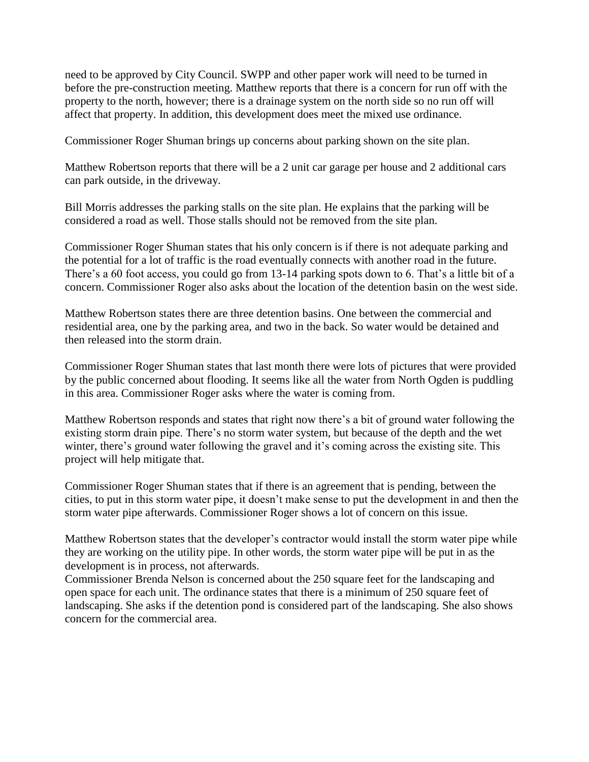need to be approved by City Council. SWPP and other paper work will need to be turned in before the pre-construction meeting. Matthew reports that there is a concern for run off with the property to the north, however; there is a drainage system on the north side so no run off will affect that property. In addition, this development does meet the mixed use ordinance.

Commissioner Roger Shuman brings up concerns about parking shown on the site plan.

Matthew Robertson reports that there will be a 2 unit car garage per house and 2 additional cars can park outside, in the driveway.

Bill Morris addresses the parking stalls on the site plan. He explains that the parking will be considered a road as well. Those stalls should not be removed from the site plan.

Commissioner Roger Shuman states that his only concern is if there is not adequate parking and the potential for a lot of traffic is the road eventually connects with another road in the future. There's a 60 foot access, you could go from 13-14 parking spots down to 6. That's a little bit of a concern. Commissioner Roger also asks about the location of the detention basin on the west side.

Matthew Robertson states there are three detention basins. One between the commercial and residential area, one by the parking area, and two in the back. So water would be detained and then released into the storm drain.

Commissioner Roger Shuman states that last month there were lots of pictures that were provided by the public concerned about flooding. It seems like all the water from North Ogden is puddling in this area. Commissioner Roger asks where the water is coming from.

Matthew Robertson responds and states that right now there's a bit of ground water following the existing storm drain pipe. There's no storm water system, but because of the depth and the wet winter, there's ground water following the gravel and it's coming across the existing site. This project will help mitigate that.

Commissioner Roger Shuman states that if there is an agreement that is pending, between the cities, to put in this storm water pipe, it doesn't make sense to put the development in and then the storm water pipe afterwards. Commissioner Roger shows a lot of concern on this issue.

Matthew Robertson states that the developer's contractor would install the storm water pipe while they are working on the utility pipe. In other words, the storm water pipe will be put in as the development is in process, not afterwards.
Commissioner Brenda Nelson is concerned about the 250 square feet for the landscaping and open space for each unit. The ordinance states that there is a minimum of 250 square feet of landscaping. She asks if the detention pond is considered part of the landscaping. She also shows concern for the commercial area.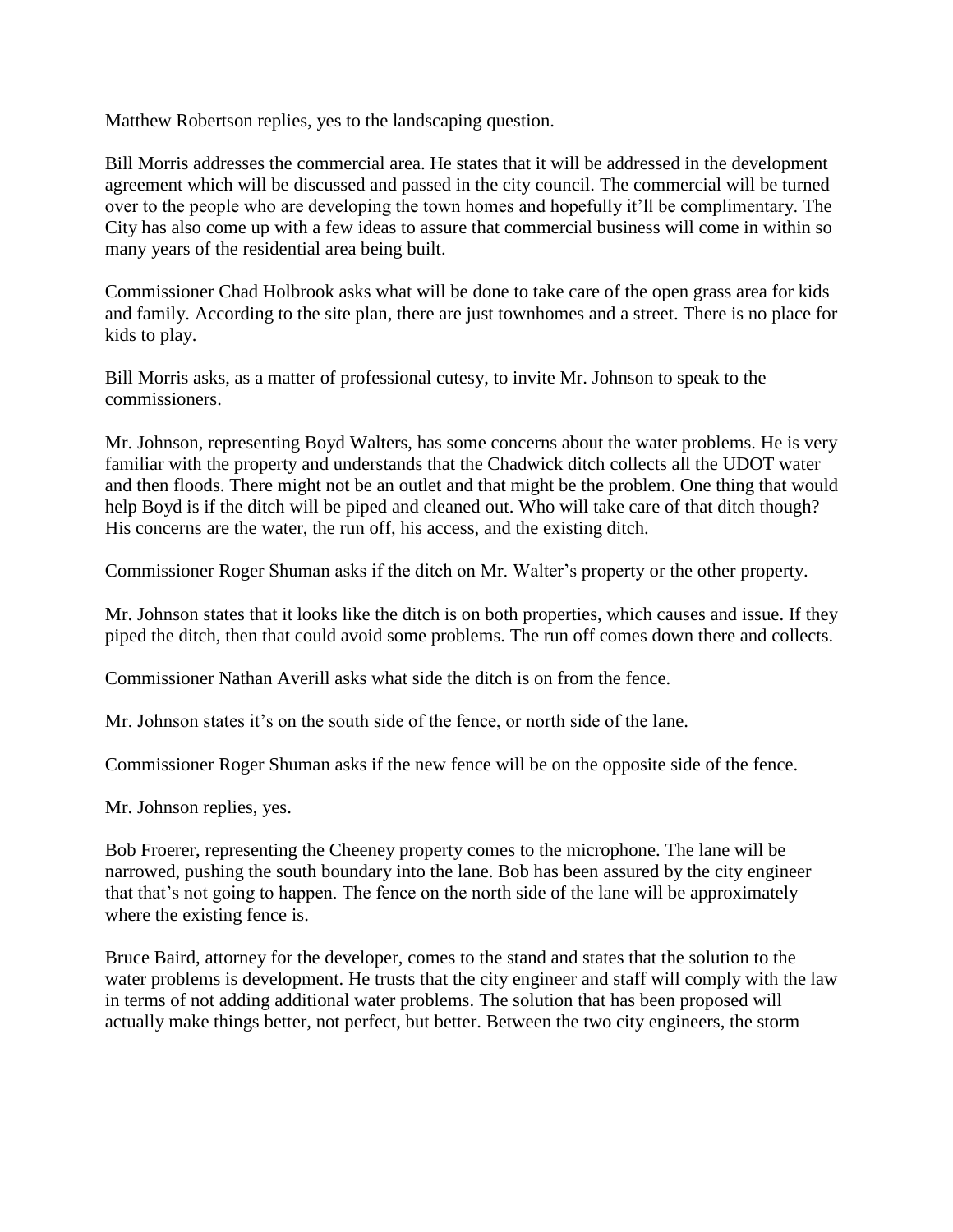Matthew Robertson replies, yes to the landscaping question.

Bill Morris addresses the commercial area. He states that it will be addressed in the development agreement which will be discussed and passed in the city council. The commercial will be turned over to the people who are developing the town homes and hopefully it'll be complimentary. The City has also come up with a few ideas to assure that commercial business will come in within so many years of the residential area being built.

Commissioner Chad Holbrook asks what will be done to take care of the open grass area for kids and family. According to the site plan, there are just townhomes and a street. There is no place for kids to play.

Bill Morris asks, as a matter of professional cutesy, to invite Mr. Johnson to speak to the commissioners.

Mr. Johnson, representing Boyd Walters, has some concerns about the water problems. He is very familiar with the property and understands that the Chadwick ditch collects all the UDOT water and then floods. There might not be an outlet and that might be the problem. One thing that would help Boyd is if the ditch will be piped and cleaned out. Who will take care of that ditch though? His concerns are the water, the run off, his access, and the existing ditch.

Commissioner Roger Shuman asks if the ditch on Mr. Walter's property or the other property.

Mr. Johnson states that it looks like the ditch is on both properties, which causes and issue. If they piped the ditch, then that could avoid some problems. The run off comes down there and collects.

Commissioner Nathan Averill asks what side the ditch is on from the fence.

Mr. Johnson states it's on the south side of the fence, or north side of the lane.

Commissioner Roger Shuman asks if the new fence will be on the opposite side of the fence.

Mr. Johnson replies, yes.

Bob Froerer, representing the Cheeney property comes to the microphone. The lane will be narrowed, pushing the south boundary into the lane. Bob has been assured by the city engineer that that's not going to happen. The fence on the north side of the lane will be approximately where the existing fence is.

Bruce Baird, attorney for the developer, comes to the stand and states that the solution to the water problems is development. He trusts that the city engineer and staff will comply with the law in terms of not adding additional water problems. The solution that has been proposed will actually make things better, not perfect, but better. Between the two city engineers, the storm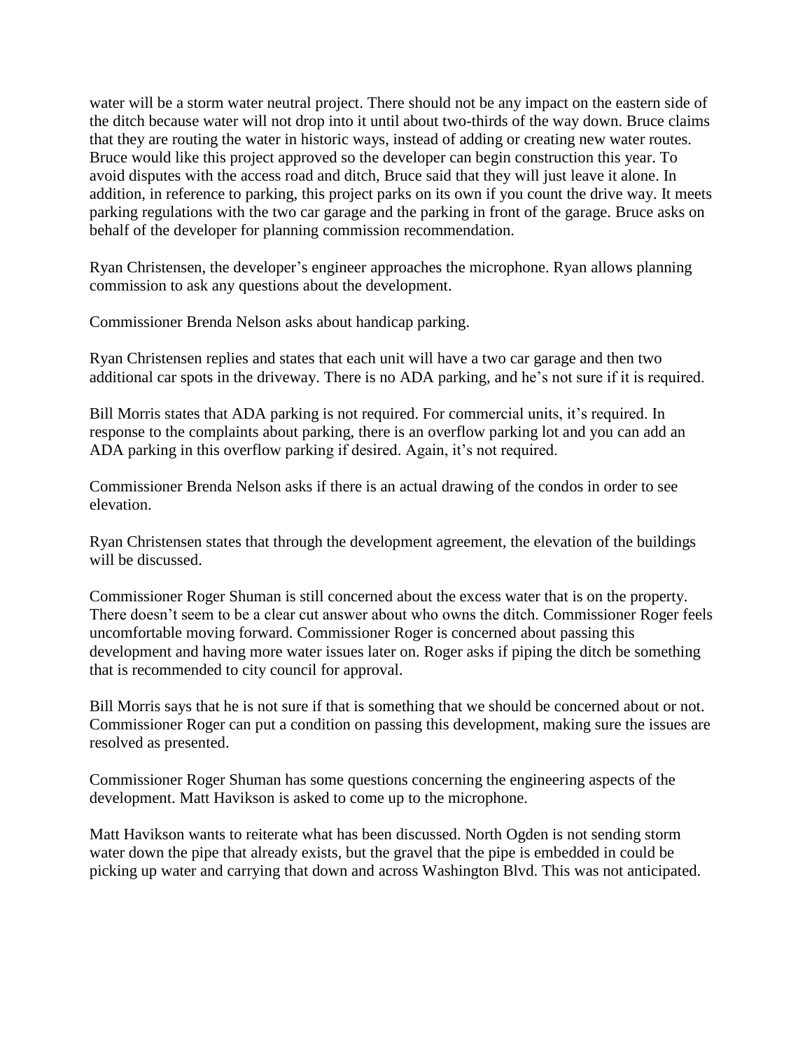water will be a storm water neutral project. There should not be any impact on the eastern side of the ditch because water will not drop into it until about two-thirds of the way down. Bruce claims that they are routing the water in historic ways, instead of adding or creating new water routes. Bruce would like this project approved so the developer can begin construction this year. To avoid disputes with the access road and ditch, Bruce said that they will just leave it alone. In addition, in reference to parking, this project parks on its own if you count the drive way. It meets parking regulations with the two car garage and the parking in front of the garage. Bruce asks on behalf of the developer for planning commission recommendation.

Ryan Christensen, the developer's engineer approaches the microphone. Ryan allows planning commission to ask any questions about the development.

Commissioner Brenda Nelson asks about handicap parking.

Ryan Christensen replies and states that each unit will have a two car garage and then two additional car spots in the driveway. There is no ADA parking, and he's not sure if it is required.

Bill Morris states that ADA parking is not required. For commercial units, it's required. In response to the complaints about parking, there is an overflow parking lot and you can add an ADA parking in this overflow parking if desired. Again, it's not required.

Commissioner Brenda Nelson asks if there is an actual drawing of the condos in order to see elevation.

Ryan Christensen states that through the development agreement, the elevation of the buildings will be discussed.

Commissioner Roger Shuman is still concerned about the excess water that is on the property. There doesn't seem to be a clear cut answer about who owns the ditch. Commissioner Roger feels uncomfortable moving forward. Commissioner Roger is concerned about passing this development and having more water issues later on. Roger asks if piping the ditch be something that is recommended to city council for approval.

Bill Morris says that he is not sure if that is something that we should be concerned about or not. Commissioner Roger can put a condition on passing this development, making sure the issues are resolved as presented.

Commissioner Roger Shuman has some questions concerning the engineering aspects of the development. Matt Havikson is asked to come up to the microphone.

Matt Havikson wants to reiterate what has been discussed. North Ogden is not sending storm water down the pipe that already exists, but the gravel that the pipe is embedded in could be picking up water and carrying that down and across Washington Blvd. This was not anticipated.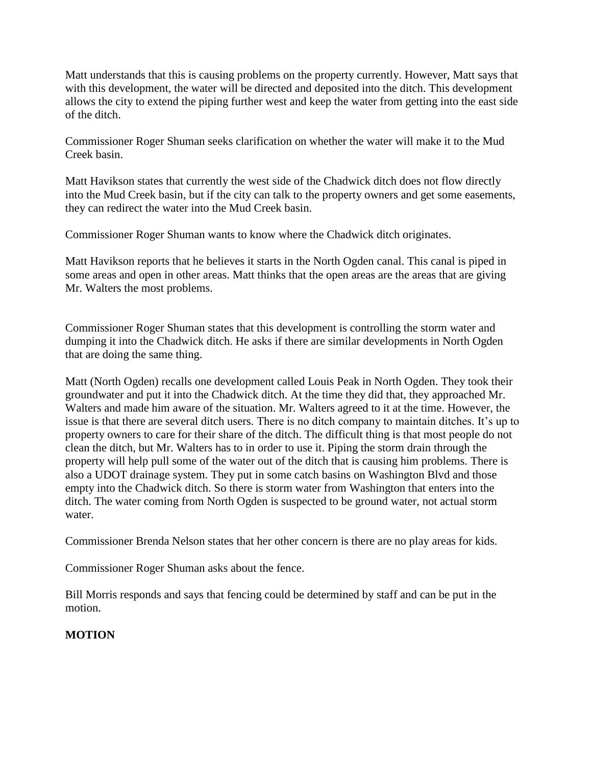Matt understands that this is causing problems on the property currently. However, Matt says that with this development, the water will be directed and deposited into the ditch. This development allows the city to extend the piping further west and keep the water from getting into the east side of the ditch.

Commissioner Roger Shuman seeks clarification on whether the water will make it to the Mud Creek basin.

Matt Havikson states that currently the west side of the Chadwick ditch does not flow directly into the Mud Creek basin, but if the city can talk to the property owners and get some easements, they can redirect the water into the Mud Creek basin.

Commissioner Roger Shuman wants to know where the Chadwick ditch originates.

Matt Havikson reports that he believes it starts in the North Ogden canal. This canal is piped in some areas and open in other areas. Matt thinks that the open areas are the areas that are giving Mr. Walters the most problems.

Commissioner Roger Shuman states that this development is controlling the storm water and dumping it into the Chadwick ditch. He asks if there are similar developments in North Ogden that are doing the same thing.

Matt (North Ogden) recalls one development called Louis Peak in North Ogden. They took their groundwater and put it into the Chadwick ditch. At the time they did that, they approached Mr. Walters and made him aware of the situation. Mr. Walters agreed to it at the time. However, the issue is that there are several ditch users. There is no ditch company to maintain ditches. It's up to property owners to care for their share of the ditch. The difficult thing is that most people do not clean the ditch, but Mr. Walters has to in order to use it. Piping the storm drain through the property will help pull some of the water out of the ditch that is causing him problems. There is also a UDOT drainage system. They put in some catch basins on Washington Blvd and those empty into the Chadwick ditch. So there is storm water from Washington that enters into the ditch. The water coming from North Ogden is suspected to be ground water, not actual storm water.

Commissioner Brenda Nelson states that her other concern is there are no play areas for kids.

Commissioner Roger Shuman asks about the fence.

Bill Morris responds and says that fencing could be determined by staff and can be put in the motion.

**MOTION**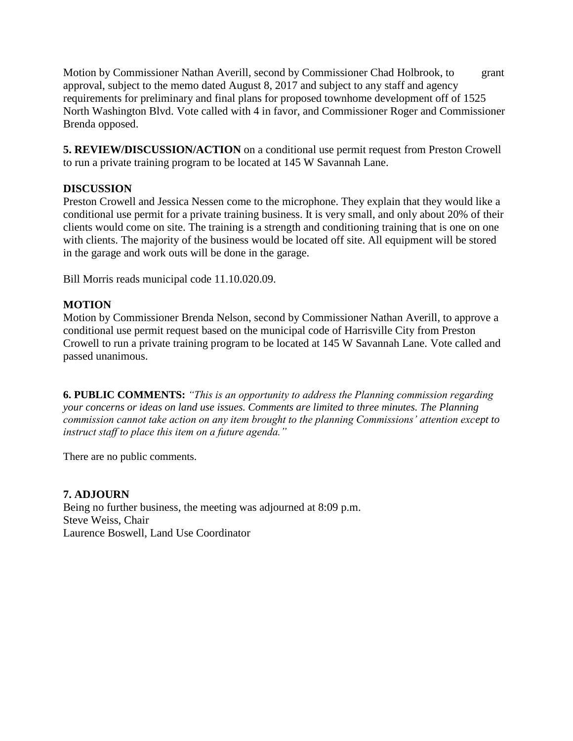Motion by Commissioner Nathan Averill, second by Commissioner Chad Holbrook, to grant approval, subject to the memo dated August 8, 2017 and subject to any staff and agency requirements for preliminary and final plans for proposed townhome development off of 1525 North Washington Blvd. Vote called with 4 in favor, and Commissioner Roger and Commissioner Brenda opposed.

**5. REVIEW/DISCUSSION/ACTION** on a conditional use permit request from Preston Crowell to run a private training program to be located at 145 W Savannah Lane.

**DISCUSSION**

Preston Crowell and Jessica Nessen come to the microphone. They explain that they would like a conditional use permit for a private training business. It is very small, and only about 20% of their clients would come on site. The training is a strength and conditioning training that is one on one with clients. The majority of the business would be located off site. All equipment will be stored in the garage and work outs will be done in the garage.

Bill Morris reads municipal code 11.10.020.09.

**MOTION**

Motion by Commissioner Brenda Nelson, second by Commissioner Nathan Averill, to approve a conditional use permit request based on the municipal code of Harrisville City from Preston Crowell to run a private training program to be located at 145 W Savannah Lane. Vote called and passed unanimous.

**6. PUBLIC COMMENTS:** *"This is an opportunity to address the Planning commission regarding your concerns or ideas on land use issues. Comments are limited to three minutes. The Planning commission cannot take action on any item brought to the planning Commissions' attention except to instruct staff to place this item on a future agenda."*

There are no public comments.

**7. ADJOURN**

Being no further business, the meeting was adjourned at 8:09 p.m.
Steve Weiss, Chair
Laurence Boswell, Land Use Coordinator